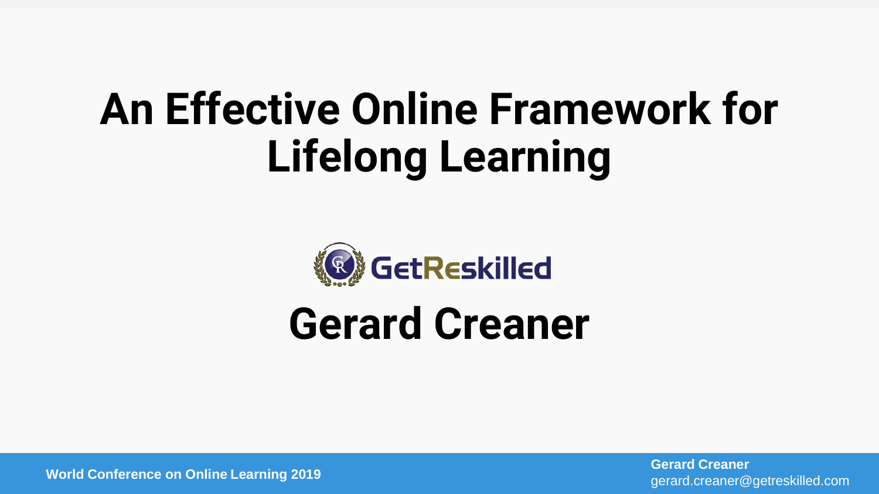# An Effective Online Framework for Lifelong Learning

GetReskilled

## Gerard Creaner

World Conference on Online Learning 2019

**Gerard Creaner**
gerard.creaner@getreskilled.com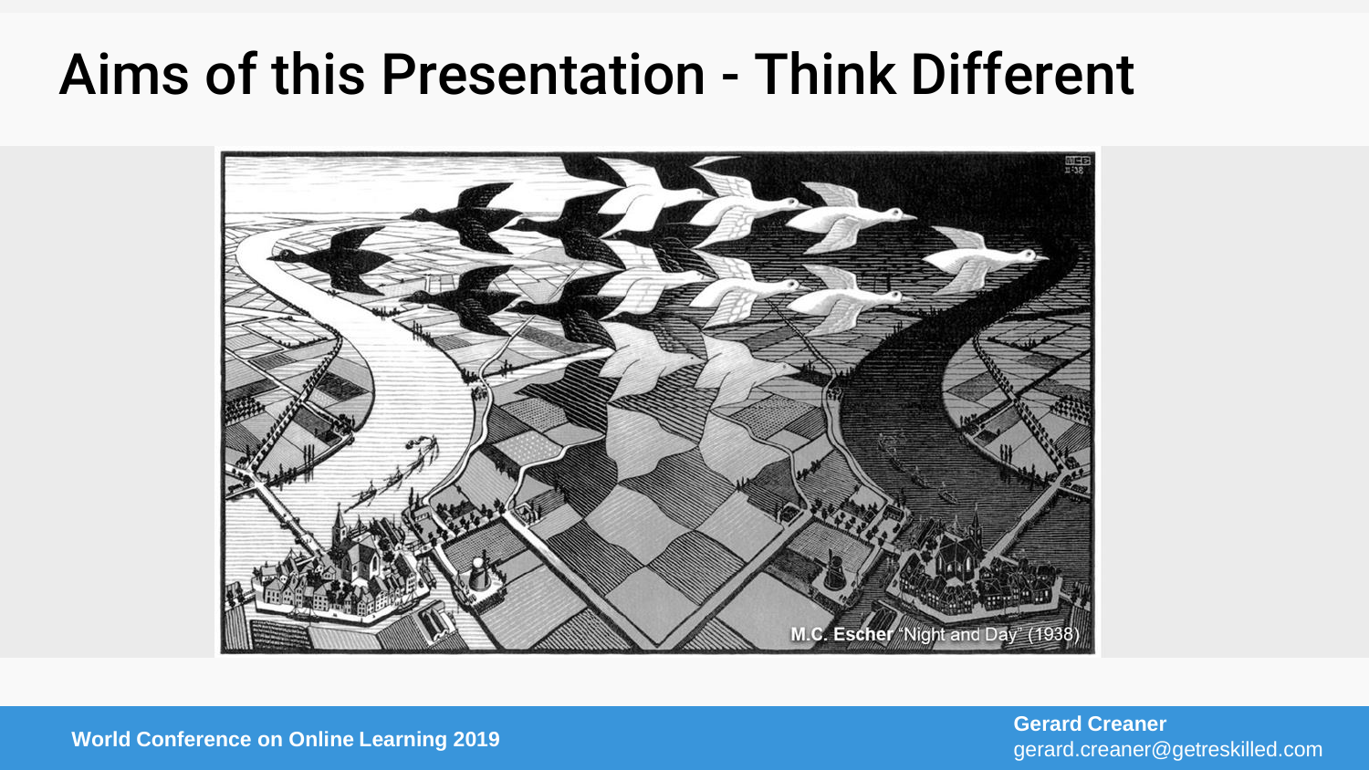# Aims of this Presentation - Think Different

**M.C. Escher** "Night and Day" (1938)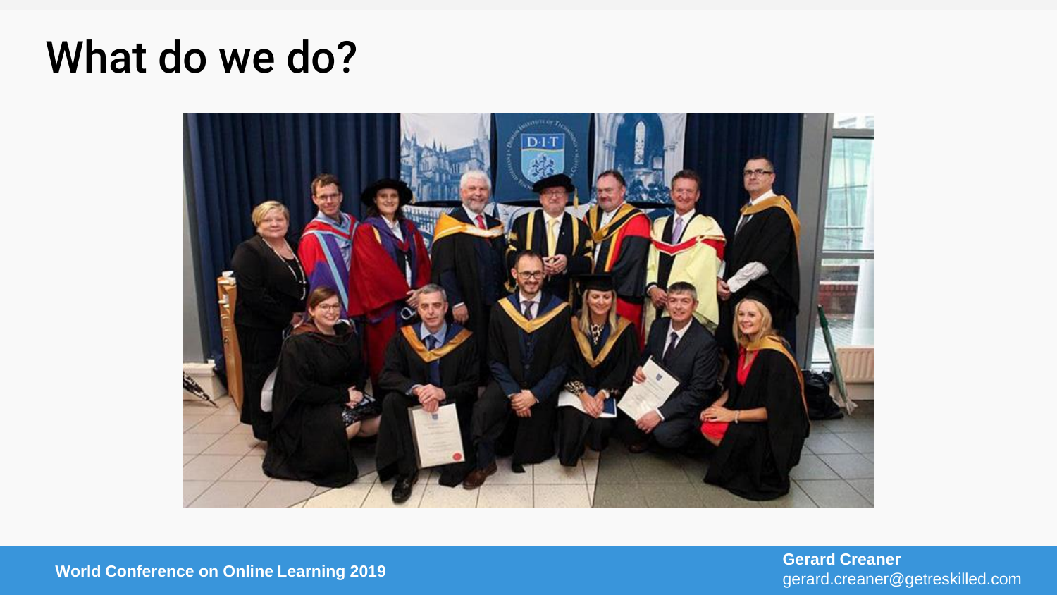# What do we do?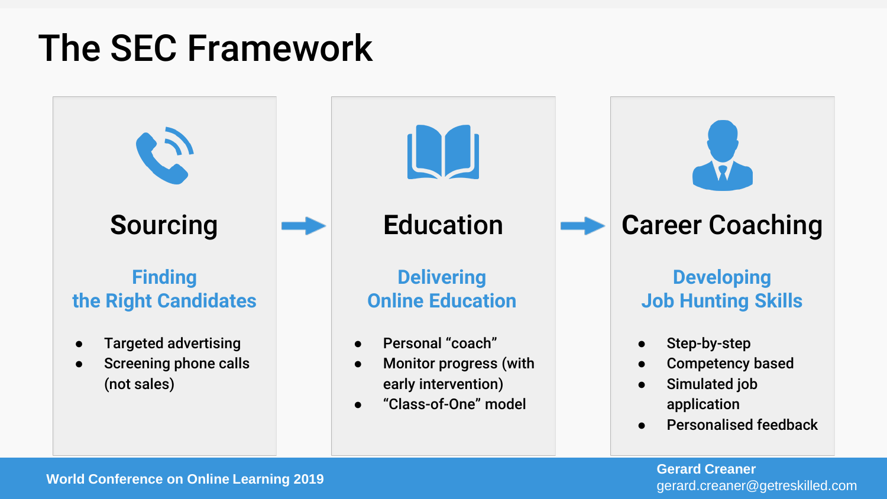# The SEC Framework

## Sourcing

**Finding the Right Candidates**

- Targeted advertising
- Screening phone calls (not sales)

## Education

**Delivering Online Education**

- Personal "coach"
- Monitor progress (with early intervention)
- "Class-of-One" model

## Career Coaching

**Developing Job Hunting Skills**

- Step-by-step
- Competency based
- Simulated job application
- Personalised feedback

World Conference on Online Learning 2019

Gerard Creaner
gerard.creaner@getreskilled.com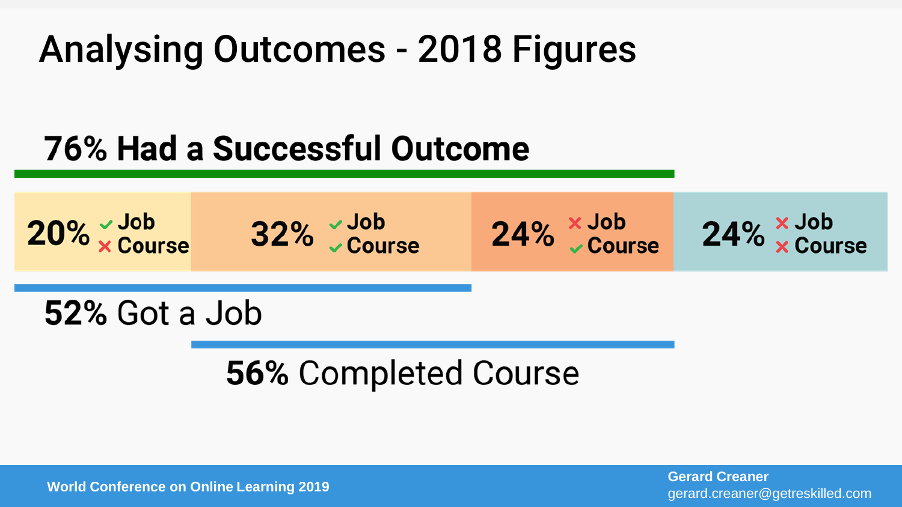# Analysing Outcomes - 2018 Figures

## 76% Had a Successful Outcome

| 20% | 32% | 24% | 24% |
| --- | --- | --- | --- |
| ✓ Job<br>✗ Course | ✓ Job<br>✓ Course | ✗ Job<br>✓ Course | ✗ Job<br>✗ Course |

**52%** Got a Job

**56%** Completed Course

World Conference on Online Learning 2019

Gerard Creaner
gerard.creaner@getreskilled.com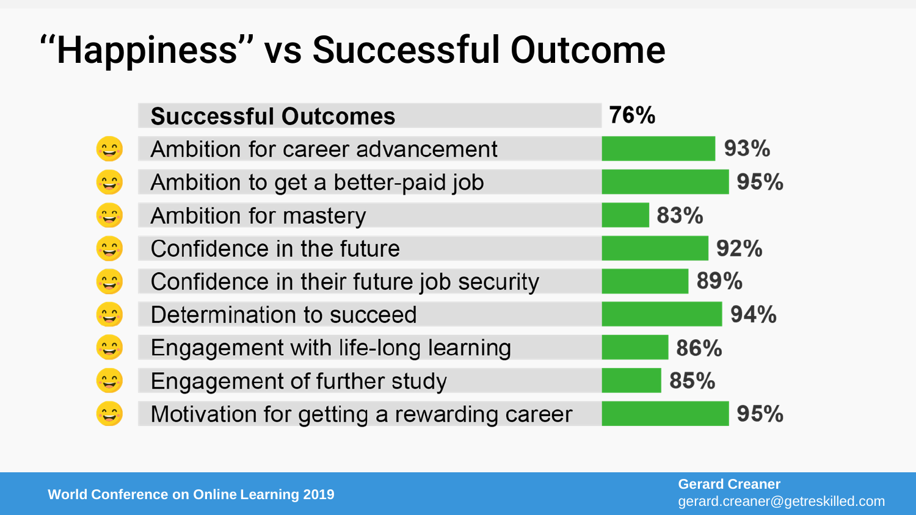# "Happiness" vs Successful Outcome

| Successful Outcomes | 76% |
| --- | --- |
| Ambition for career advancement | 93% |
| Ambition to get a better-paid job | 95% |
| Ambition for mastery | 83% |
| Confidence in the future | 92% |
| Confidence in their future job security | 89% |
| Determination to succeed | 94% |
| Engagement with life-long learning | 86% |
| Engagement of further study | 85% |
| Motivation for getting a rewarding career | 95% |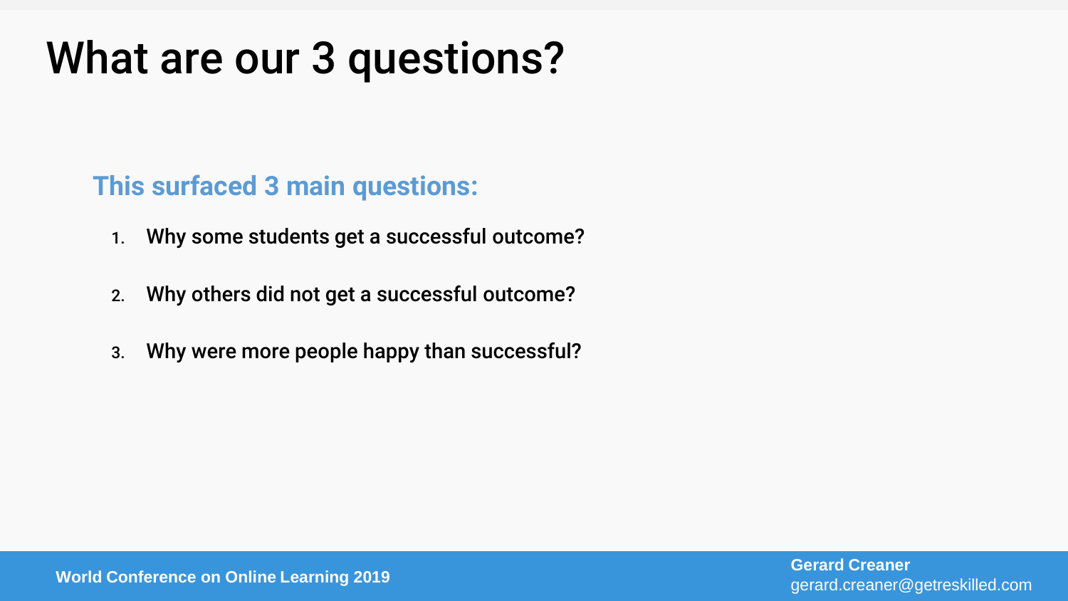# What are our 3 questions?

## This surfaced 3 main questions:

1. Why some students get a successful outcome?
2. Why others did not get a successful outcome?
3. Why were more people happy than successful?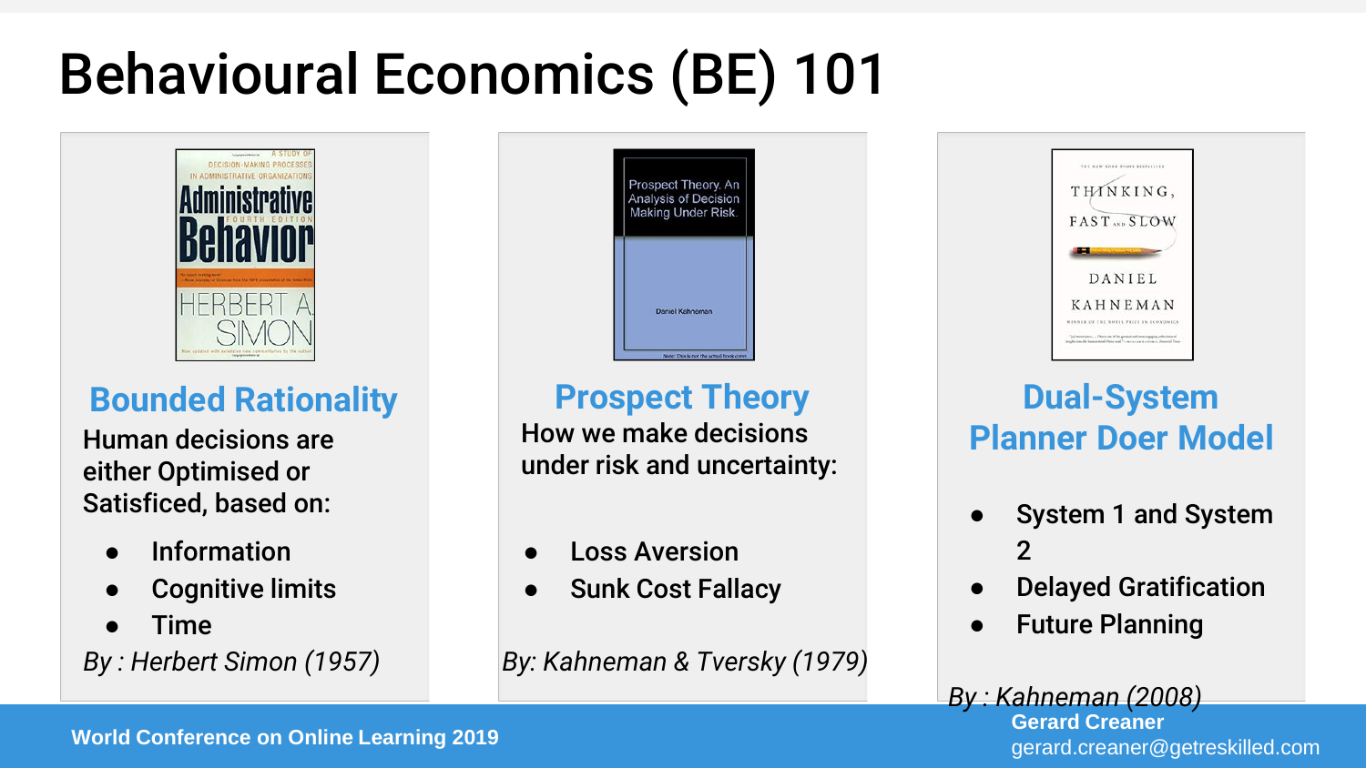# Behavioural Economics (BE) 101

## Bounded Rationality

Human decisions are either Optimised or Satisficed, based on:

- Information
- Cognitive limits
- Time

*By : Herbert Simon (1957)*

## Prospect Theory

How we make decisions under risk and uncertainty:

- Loss Aversion
- Sunk Cost Fallacy

*By: Kahneman & Tversky (1979)*

## Dual-System Planner Doer Model

- System 1 and System 2
- Delayed Gratification
- Future Planning

*By : Kahneman (2008)*

**World Conference on Online Learning 2019**

**Gerard Creaner**
gerard.creaner@getreskilled.com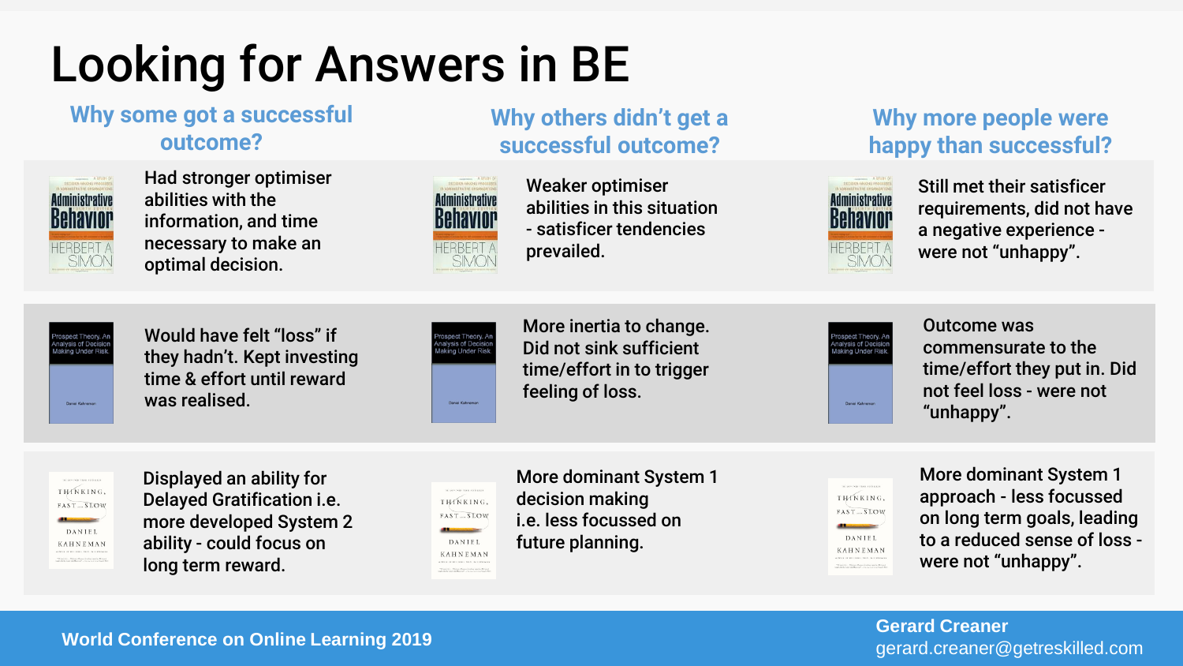# Looking for Answers in BE

| | Why some got a successful outcome? | Why others didn't get a successful outcome? | Why more people were happy than successful? |
|---|---|---|---|
| Administrative Behavior – Herbert A. Simon | Had stronger optimiser abilities with the information, and time necessary to make an optimal decision. | Weaker optimiser abilities in this situation - satisficer tendencies prevailed. | Still met their satisficer requirements, did not have a negative experience - were not "unhappy". |
| Prospect Theory: An Analysis of Decision Making Under Risk – Daniel Kahneman | Would have felt "loss" if they hadn't. Kept investing time & effort until reward was realised. | More inertia to change. Did not sink sufficient time/effort in to trigger feeling of loss. | Outcome was commensurate to the time/effort they put in. Did not feel loss - were not "unhappy". |
| Thinking, Fast and Slow – Daniel Kahneman | Displayed an ability for Delayed Gratification i.e. more developed System 2 ability - could focus on long term reward. | More dominant System 1 decision making i.e. less focussed on future planning. | More dominant System 1 approach - less focussed on long term goals, leading to a reduced sense of loss - were not "unhappy". |

World Conference on Online Learning 2019

**Gerard Creaner**
gerard.creaner@getreskilled.com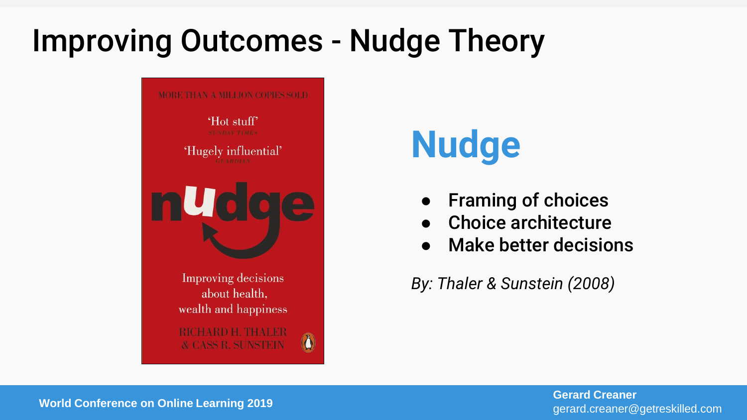# Improving Outcomes - Nudge Theory

MORE THAN A MILLION COPIES SOLD

'Hot stuff'
SUNDAY TIMES

'Hugely influential'
GUARDIAN

nudge

Improving decisions about health, wealth and happiness

RICHARD H. THALER & CASS R. SUNSTEIN

## Nudge

- **Framing of choices**
- **Choice architecture**
- **Make better decisions**

*By: Thaler & Sunstein (2008)*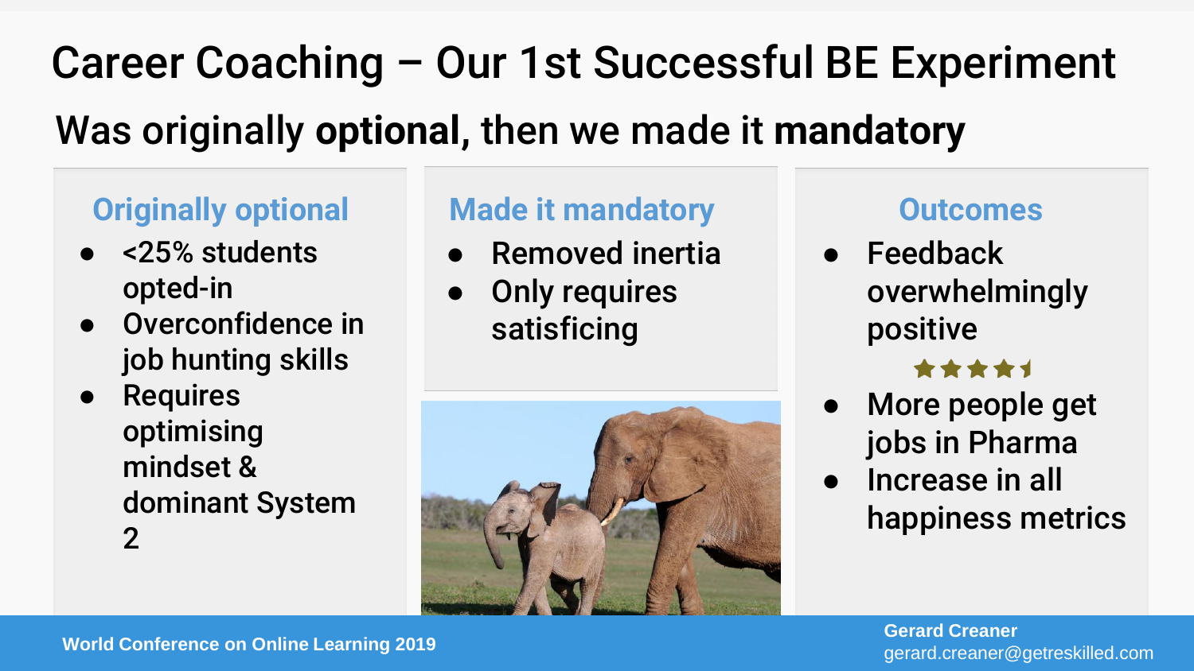# Career Coaching – Our 1st Successful BE Experiment

## Was originally **optional**, then we made it **mandatory**

### Originally optional

- <25% students opted-in
- Overconfidence in job hunting skills
- Requires optimising mindset & dominant System 2

### Made it mandatory

- Removed inertia
- Only requires satisficing

### Outcomes

- Feedback overwhelmingly positive ★★★★½
- More people get jobs in Pharma
- Increase in all happiness metrics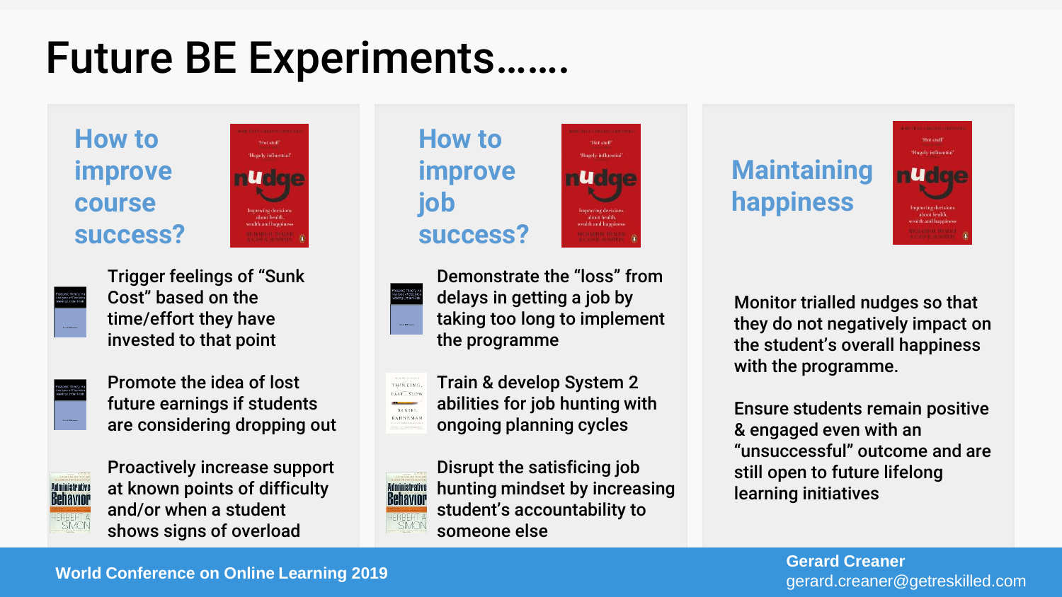# Future BE Experiments…….

## How to improve course success?

- Trigger feelings of "Sunk Cost" based on the time/effort they have invested to that point
- Promote the idea of lost future earnings if students are considering dropping out
- Proactively increase support at known points of difficulty and/or when a student shows signs of overload

## How to improve job success?

- Demonstrate the "loss" from delays in getting a job by taking too long to implement the programme
- Train & develop System 2 abilities for job hunting with ongoing planning cycles
- Disrupt the satisficing job hunting mindset by increasing student's accountability to someone else

## Maintaining happiness

Monitor trialled nudges so that they do not negatively impact on the student's overall happiness with the programme.

Ensure students remain positive & engaged even with an "unsuccessful" outcome and are still open to future lifelong learning initiatives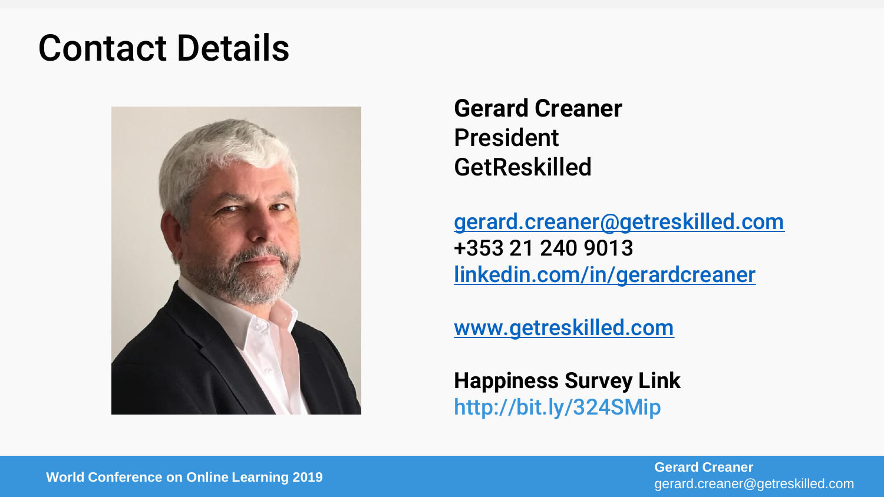# Contact Details

**Gerard Creaner**
**President**
**GetReskilled**

gerard.creaner@getreskilled.com
+353 21 240 9013
linkedin.com/in/gerardcreaner

www.getreskilled.com

**Happiness Survey Link**
http://bit.ly/324SMip